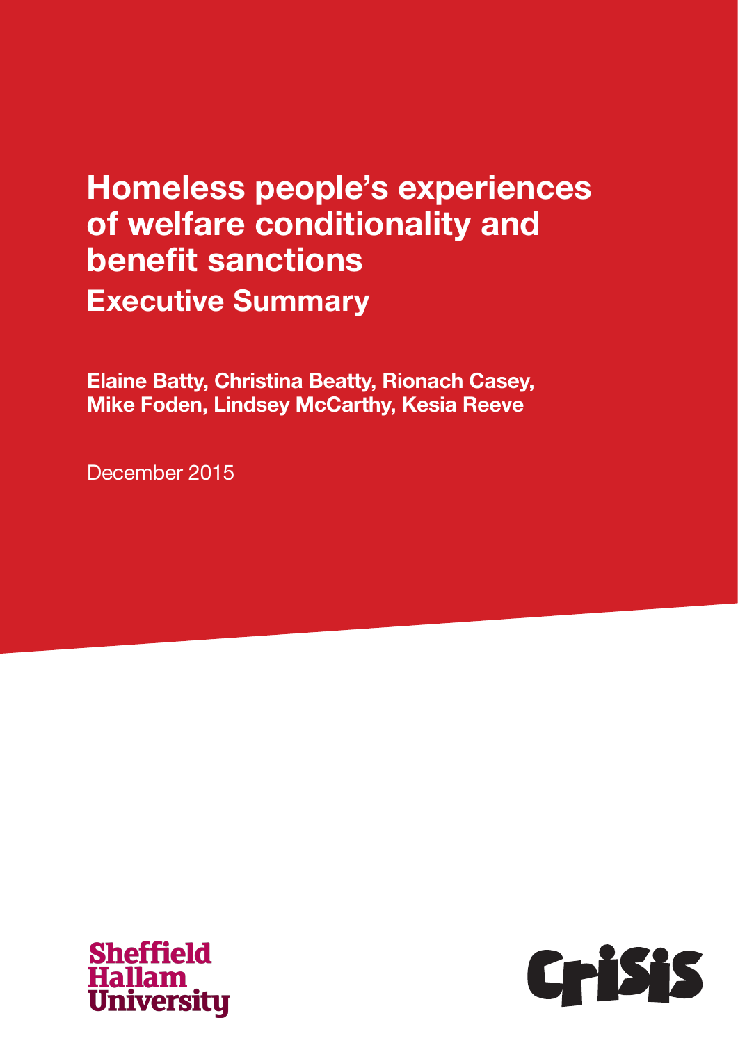# Homeless people's experiences of welfare conditionality and benefit sanctions

## Executive Summary

**Elaine Batty, Christina Beatty, Rionach Casey, Mike Foden, Lindsey McCarthy, Kesia Reeve**

December 2015

Sheffield Hallam University

Crisis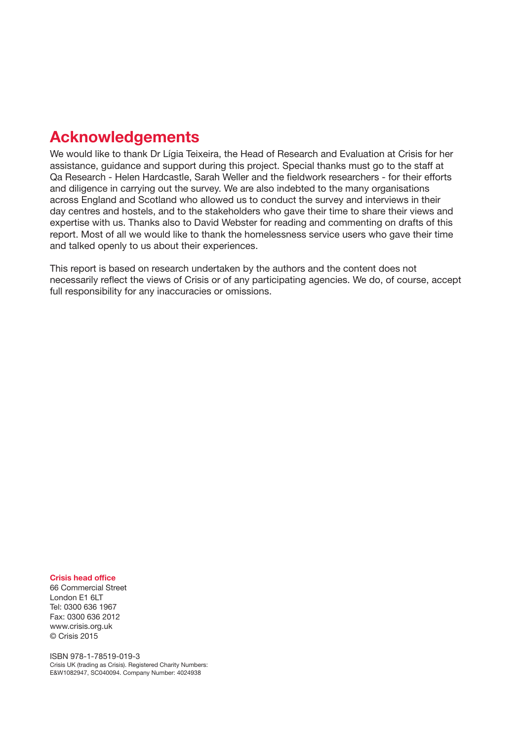## Acknowledgements

We would like to thank Dr Lígia Teixeira, the Head of Research and Evaluation at Crisis for her assistance, guidance and support during this project. Special thanks must go to the staff at Qa Research - Helen Hardcastle, Sarah Weller and the fieldwork researchers - for their efforts and diligence in carrying out the survey. We are also indebted to the many organisations across England and Scotland who allowed us to conduct the survey and interviews in their day centres and hostels, and to the stakeholders who gave their time to share their views and expertise with us. Thanks also to David Webster for reading and commenting on drafts of this report. Most of all we would like to thank the homelessness service users who gave their time and talked openly to us about their experiences.

This report is based on research undertaken by the authors and the content does not necessarily reflect the views of Crisis or of any participating agencies. We do, of course, accept full responsibility for any inaccuracies or omissions.

**Crisis head office**
66 Commercial Street
London E1 6LT
Tel: 0300 636 1967
Fax: 0300 636 2012
www.crisis.org.uk
© Crisis 2015

ISBN 978-1-78519-019-3
Crisis UK (trading as Crisis). Registered Charity Numbers: E&W1082947, SC040094. Company Number: 4024938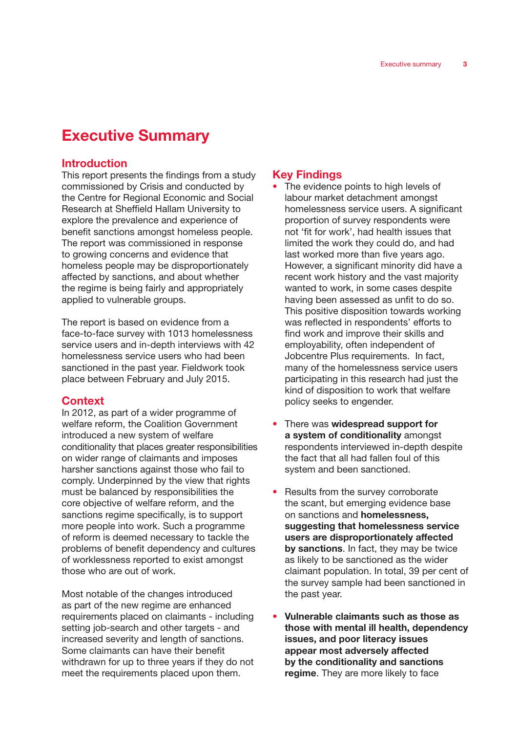# Executive Summary

## Introduction

This report presents the findings from a study commissioned by Crisis and conducted by the Centre for Regional Economic and Social Research at Sheffield Hallam University to explore the prevalence and experience of benefit sanctions amongst homeless people. The report was commissioned in response to growing concerns and evidence that homeless people may be disproportionately affected by sanctions, and about whether the regime is being fairly and appropriately applied to vulnerable groups.

The report is based on evidence from a face-to-face survey with 1013 homelessness service users and in-depth interviews with 42 homelessness service users who had been sanctioned in the past year. Fieldwork took place between February and July 2015.

## Context

In 2012, as part of a wider programme of welfare reform, the Coalition Government introduced a new system of welfare conditionality that places greater responsibilities on wider range of claimants and imposes harsher sanctions against those who fail to comply. Underpinned by the view that rights must be balanced by responsibilities the core objective of welfare reform, and the sanctions regime specifically, is to support more people into work. Such a programme of reform is deemed necessary to tackle the problems of benefit dependency and cultures of worklessness reported to exist amongst those who are out of work.

Most notable of the changes introduced as part of the new regime are enhanced requirements placed on claimants - including setting job-search and other targets - and increased severity and length of sanctions. Some claimants can have their benefit withdrawn for up to three years if they do not meet the requirements placed upon them.

## Key Findings

- The evidence points to high levels of labour market detachment amongst homelessness service users. A significant proportion of survey respondents were not 'fit for work', had health issues that limited the work they could do, and had last worked more than five years ago. However, a significant minority did have a recent work history and the vast majority wanted to work, in some cases despite having been assessed as unfit to do so. This positive disposition towards working was reflected in respondents' efforts to find work and improve their skills and employability, often independent of Jobcentre Plus requirements. In fact, many of the homelessness service users participating in this research had just the kind of disposition to work that welfare policy seeks to engender.

- There was **widespread support for a system of conditionality** amongst respondents interviewed in-depth despite the fact that all had fallen foul of this system and been sanctioned.

- Results from the survey corroborate the scant, but emerging evidence base on sanctions and **homelessness, suggesting that homelessness service users are disproportionately affected by sanctions**. In fact, they may be twice as likely to be sanctioned as the wider claimant population. In total, 39 per cent of the survey sample had been sanctioned in the past year.

- **Vulnerable claimants such as those as those with mental ill health, dependency issues, and poor literacy issues appear most adversely affected by the conditionality and sanctions regime**. They are more likely to face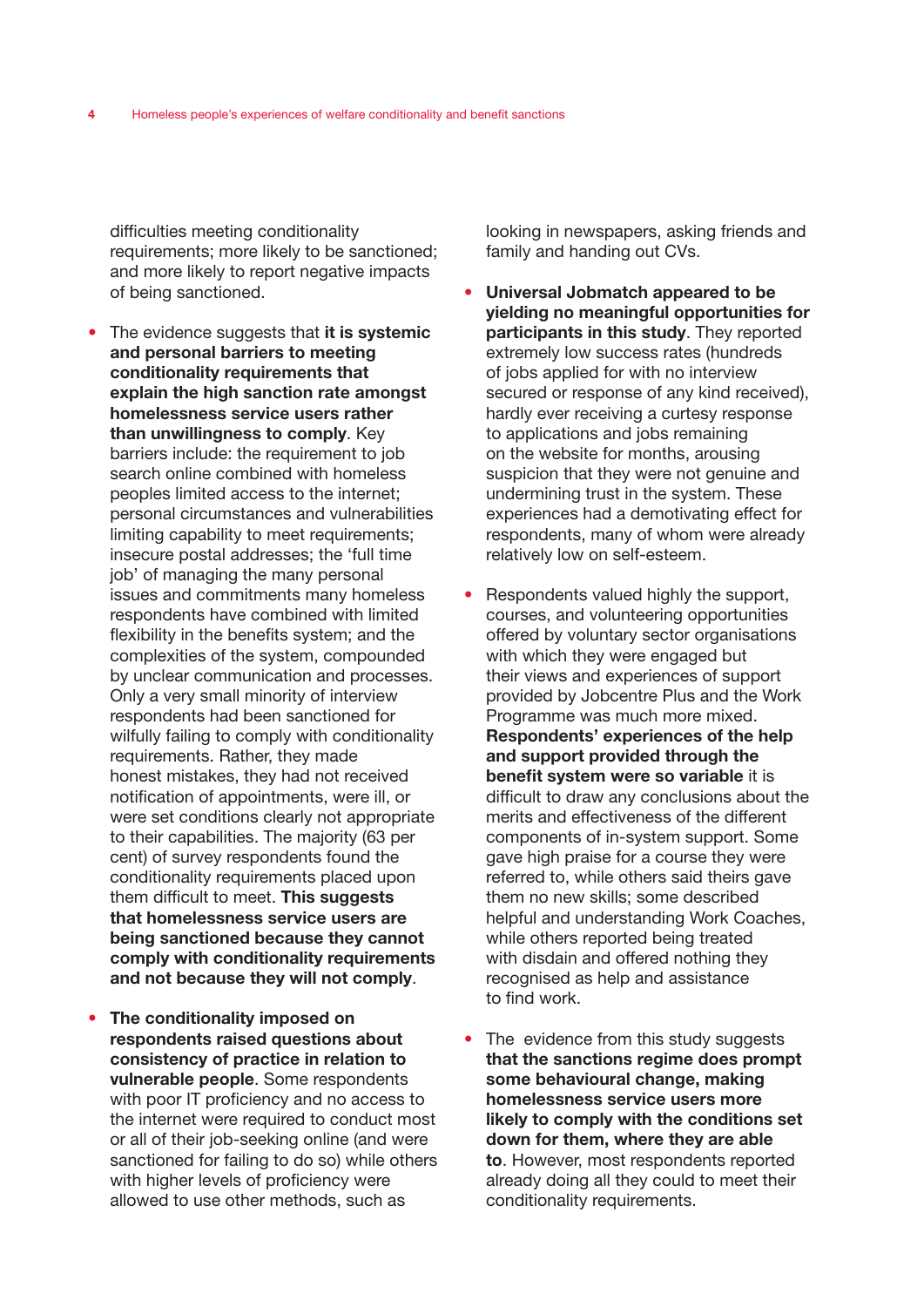difficulties meeting conditionality requirements; more likely to be sanctioned; and more likely to report negative impacts of being sanctioned.

- The evidence suggests that **it is systemic and personal barriers to meeting conditionality requirements that explain the high sanction rate amongst homelessness service users rather than unwillingness to comply**. Key barriers include: the requirement to job search online combined with homeless peoples limited access to the internet; personal circumstances and vulnerabilities limiting capability to meet requirements; insecure postal addresses; the 'full time job' of managing the many personal issues and commitments many homeless respondents have combined with limited flexibility in the benefits system; and the complexities of the system, compounded by unclear communication and processes. Only a very small minority of interview respondents had been sanctioned for wilfully failing to comply with conditionality requirements. Rather, they made honest mistakes, they had not received notification of appointments, were ill, or were set conditions clearly not appropriate to their capabilities. The majority (63 per cent) of survey respondents found the conditionality requirements placed upon them difficult to meet. **This suggests that homelessness service users are being sanctioned because they cannot comply with conditionality requirements and not because they will not comply**.

- **The conditionality imposed on respondents raised questions about consistency of practice in relation to vulnerable people**. Some respondents with poor IT proficiency and no access to the internet were required to conduct most or all of their job-seeking online (and were sanctioned for failing to do so) while others with higher levels of proficiency were allowed to use other methods, such as looking in newspapers, asking friends and family and handing out CVs.

- **Universal Jobmatch appeared to be yielding no meaningful opportunities for participants in this study**. They reported extremely low success rates (hundreds of jobs applied for with no interview secured or response of any kind received), hardly ever receiving a curtesy response to applications and jobs remaining on the website for months, arousing suspicion that they were not genuine and undermining trust in the system. These experiences had a demotivating effect for respondents, many of whom were already relatively low on self-esteem.

- Respondents valued highly the support, courses, and volunteering opportunities offered by voluntary sector organisations with which they were engaged but their views and experiences of support provided by Jobcentre Plus and the Work Programme was much more mixed. **Respondents' experiences of the help and support provided through the benefit system were so variable** it is difficult to draw any conclusions about the merits and effectiveness of the different components of in-system support. Some gave high praise for a course they were referred to, while others said theirs gave them no new skills; some described helpful and understanding Work Coaches, while others reported being treated with disdain and offered nothing they recognised as help and assistance to find work.

- The evidence from this study suggests **that the sanctions regime does prompt some behavioural change, making homelessness service users more likely to comply with the conditions set down for them, where they are able to**. However, most respondents reported already doing all they could to meet their conditionality requirements.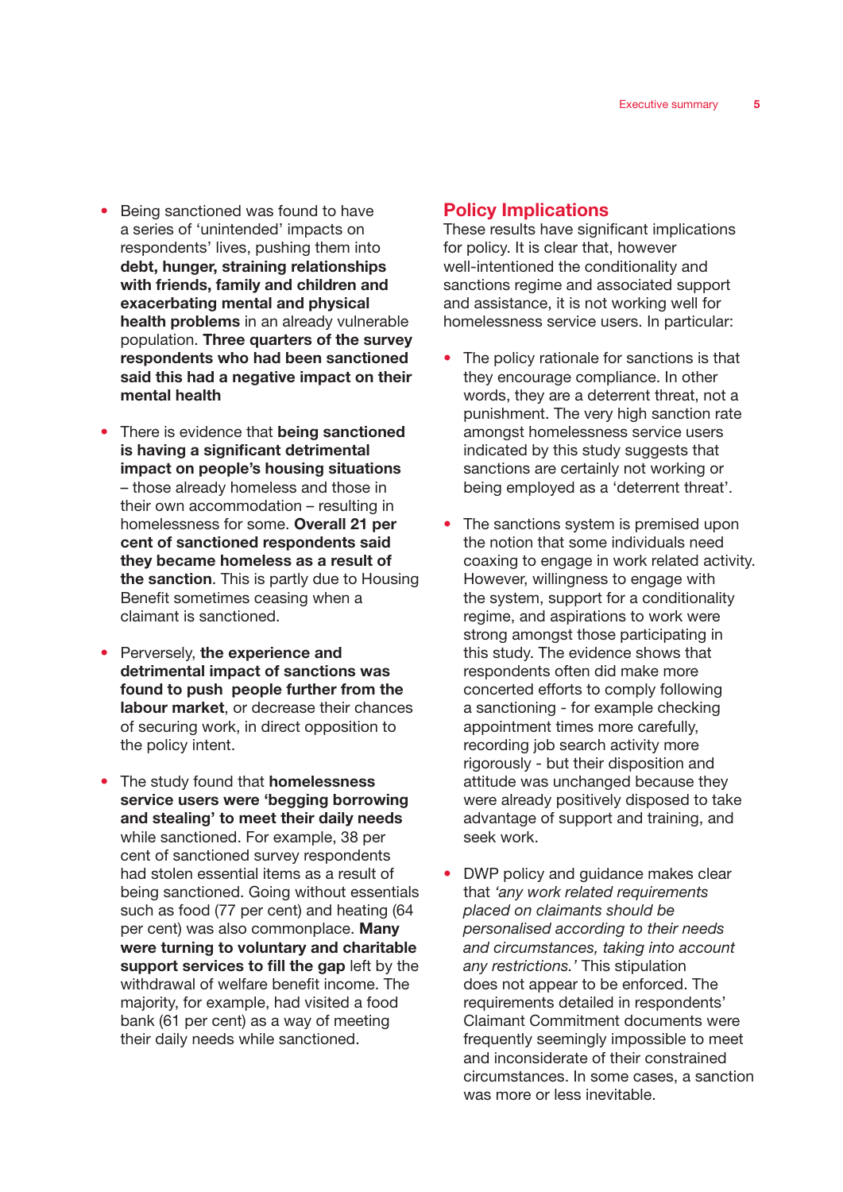- Being sanctioned was found to have a series of 'unintended' impacts on respondents' lives, pushing them into **debt, hunger, straining relationships with friends, family and children and exacerbating mental and physical health problems** in an already vulnerable population. **Three quarters of the survey respondents who had been sanctioned said this had a negative impact on their mental health**

- There is evidence that **being sanctioned is having a significant detrimental impact on people's housing situations** – those already homeless and those in their own accommodation – resulting in homelessness for some. **Overall 21 per cent of sanctioned respondents said they became homeless as a result of the sanction**. This is partly due to Housing Benefit sometimes ceasing when a claimant is sanctioned.

- Perversely, **the experience and detrimental impact of sanctions was found to push people further from the labour market**, or decrease their chances of securing work, in direct opposition to the policy intent.

- The study found that **homelessness service users were 'begging borrowing and stealing' to meet their daily needs** while sanctioned. For example, 38 per cent of sanctioned survey respondents had stolen essential items as a result of being sanctioned. Going without essentials such as food (77 per cent) and heating (64 per cent) was also commonplace. **Many were turning to voluntary and charitable support services to fill the gap** left by the withdrawal of welfare benefit income. The majority, for example, had visited a food bank (61 per cent) as a way of meeting their daily needs while sanctioned.

## Policy Implications

These results have significant implications for policy. It is clear that, however well-intentioned the conditionality and sanctions regime and associated support and assistance, it is not working well for homelessness service users. In particular:

- The policy rationale for sanctions is that they encourage compliance. In other words, they are a deterrent threat, not a punishment. The very high sanction rate amongst homelessness service users indicated by this study suggests that sanctions are certainly not working or being employed as a 'deterrent threat'.

- The sanctions system is premised upon the notion that some individuals need coaxing to engage in work related activity. However, willingness to engage with the system, support for a conditionality regime, and aspirations to work were strong amongst those participating in this study. The evidence shows that respondents often did make more concerted efforts to comply following a sanctioning - for example checking appointment times more carefully, recording job search activity more rigorously - but their disposition and attitude was unchanged because they were already positively disposed to take advantage of support and training, and seek work.

- DWP policy and guidance makes clear that *'any work related requirements placed on claimants should be personalised according to their needs and circumstances, taking into account any restrictions.'* This stipulation does not appear to be enforced. The requirements detailed in respondents' Claimant Commitment documents were frequently seemingly impossible to meet and inconsiderate of their constrained circumstances. In some cases, a sanction was more or less inevitable.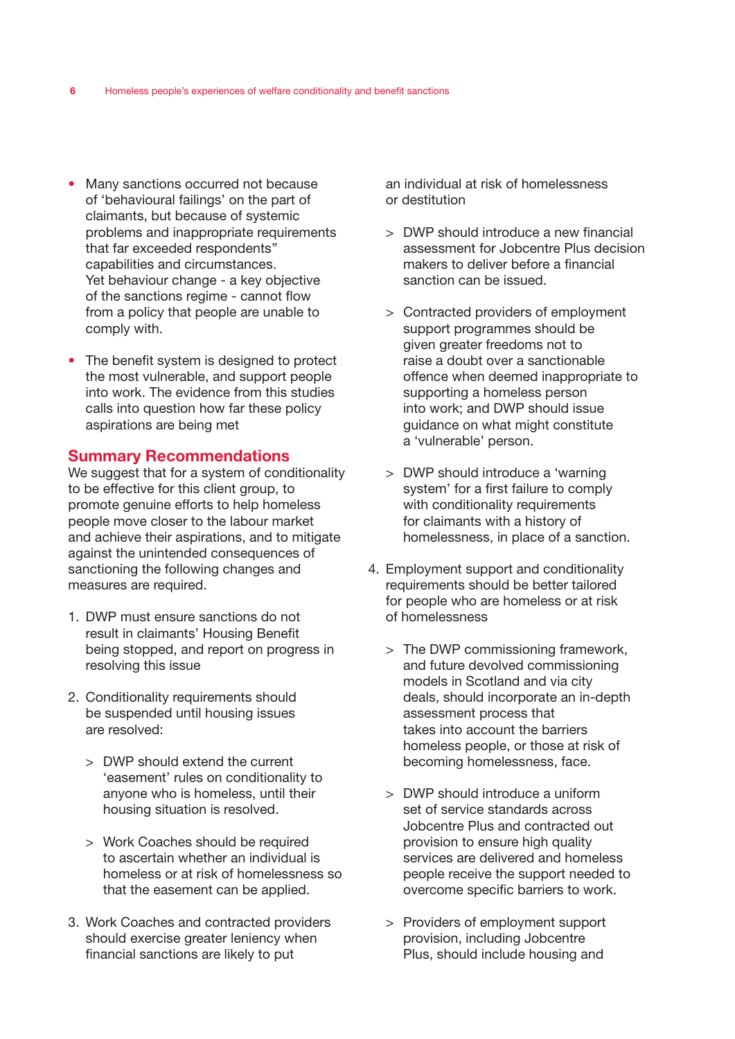- Many sanctions occurred not because of 'behavioural failings' on the part of claimants, but because of systemic problems and inappropriate requirements that far exceeded respondents" capabilities and circumstances. Yet behaviour change - a key objective of the sanctions regime - cannot flow from a policy that people are unable to comply with.

- The benefit system is designed to protect the most vulnerable, and support people into work. The evidence from this studies calls into question how far these policy aspirations are being met

## Summary Recommendations

We suggest that for a system of conditionality to be effective for this client group, to promote genuine efforts to help homeless people move closer to the labour market and achieve their aspirations, and to mitigate against the unintended consequences of sanctioning the following changes and measures are required.

1. DWP must ensure sanctions do not result in claimants' Housing Benefit being stopped, and report on progress in resolving this issue

2. Conditionality requirements should be suspended until housing issues are resolved:

   > DWP should extend the current 'easement' rules on conditionality to anyone who is homeless, until their housing situation is resolved.

   > Work Coaches should be required to ascertain whether an individual is homeless or at risk of homelessness so that the easement can be applied.

3. Work Coaches and contracted providers should exercise greater leniency when financial sanctions are likely to put an individual at risk of homelessness or destitution

   > DWP should introduce a new financial assessment for Jobcentre Plus decision makers to deliver before a financial sanction can be issued.

   > Contracted providers of employment support programmes should be given greater freedoms not to raise a doubt over a sanctionable offence when deemed inappropriate to supporting a homeless person into work; and DWP should issue guidance on what might constitute a 'vulnerable' person.

   > DWP should introduce a 'warning system' for a first failure to comply with conditionality requirements for claimants with a history of homelessness, in place of a sanction.

4. Employment support and conditionality requirements should be better tailored for people who are homeless or at risk of homelessness

   > The DWP commissioning framework, and future devolved commissioning models in Scotland and via city deals, should incorporate an in-depth assessment process that takes into account the barriers homeless people, or those at risk of becoming homelessness, face.

   > DWP should introduce a uniform set of service standards across Jobcentre Plus and contracted out provision to ensure high quality services are delivered and homeless people receive the support needed to overcome specific barriers to work.

   > Providers of employment support provision, including Jobcentre Plus, should include housing and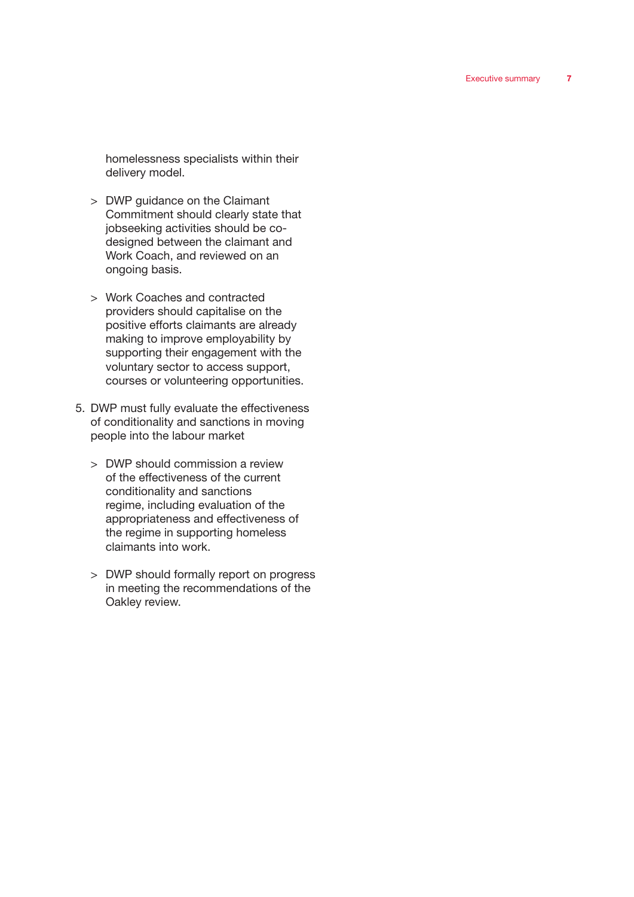homelessness specialists within their delivery model.

> DWP guidance on the Claimant Commitment should clearly state that jobseeking activities should be co-designed between the claimant and Work Coach, and reviewed on an ongoing basis.

> Work Coaches and contracted providers should capitalise on the positive efforts claimants are already making to improve employability by supporting their engagement with the voluntary sector to access support, courses or volunteering opportunities.

5. DWP must fully evaluate the effectiveness of conditionality and sanctions in moving people into the labour market

> DWP should commission a review of the effectiveness of the current conditionality and sanctions regime, including evaluation of the appropriateness and effectiveness of the regime in supporting homeless claimants into work.

> DWP should formally report on progress in meeting the recommendations of the Oakley review.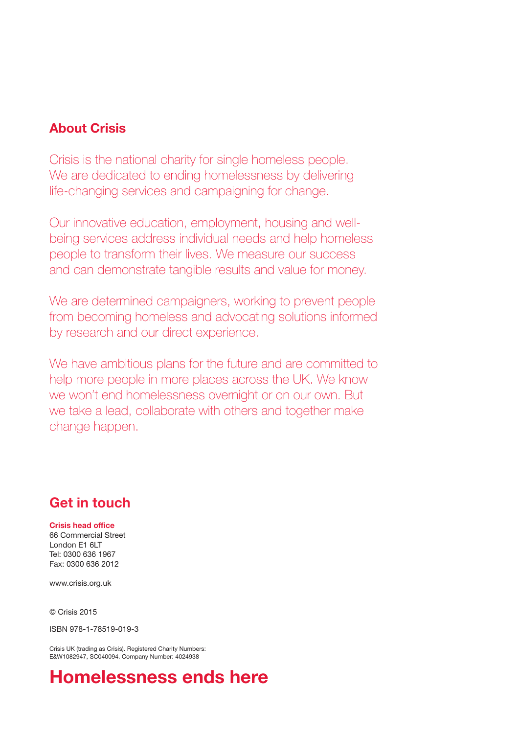## About Crisis

Crisis is the national charity for single homeless people. We are dedicated to ending homelessness by delivering life-changing services and campaigning for change.

Our innovative education, employment, housing and well-being services address individual needs and help homeless people to transform their lives. We measure our success and can demonstrate tangible results and value for money.

We are determined campaigners, working to prevent people from becoming homeless and advocating solutions informed by research and our direct experience.

We have ambitious plans for the future and are committed to help more people in more places across the UK. We know we won't end homelessness overnight or on our own. But we take a lead, collaborate with others and together make change happen.

## Get in touch

**Crisis head office**
66 Commercial Street
London E1 6LT
Tel: 0300 636 1967
Fax: 0300 636 2012

www.crisis.org.uk

© Crisis 2015

ISBN 978-1-78519-019-3

Crisis UK (trading as Crisis). Registered Charity Numbers: E&W1082947, SC040094. Company Number: 4024938

# Homelessness ends here